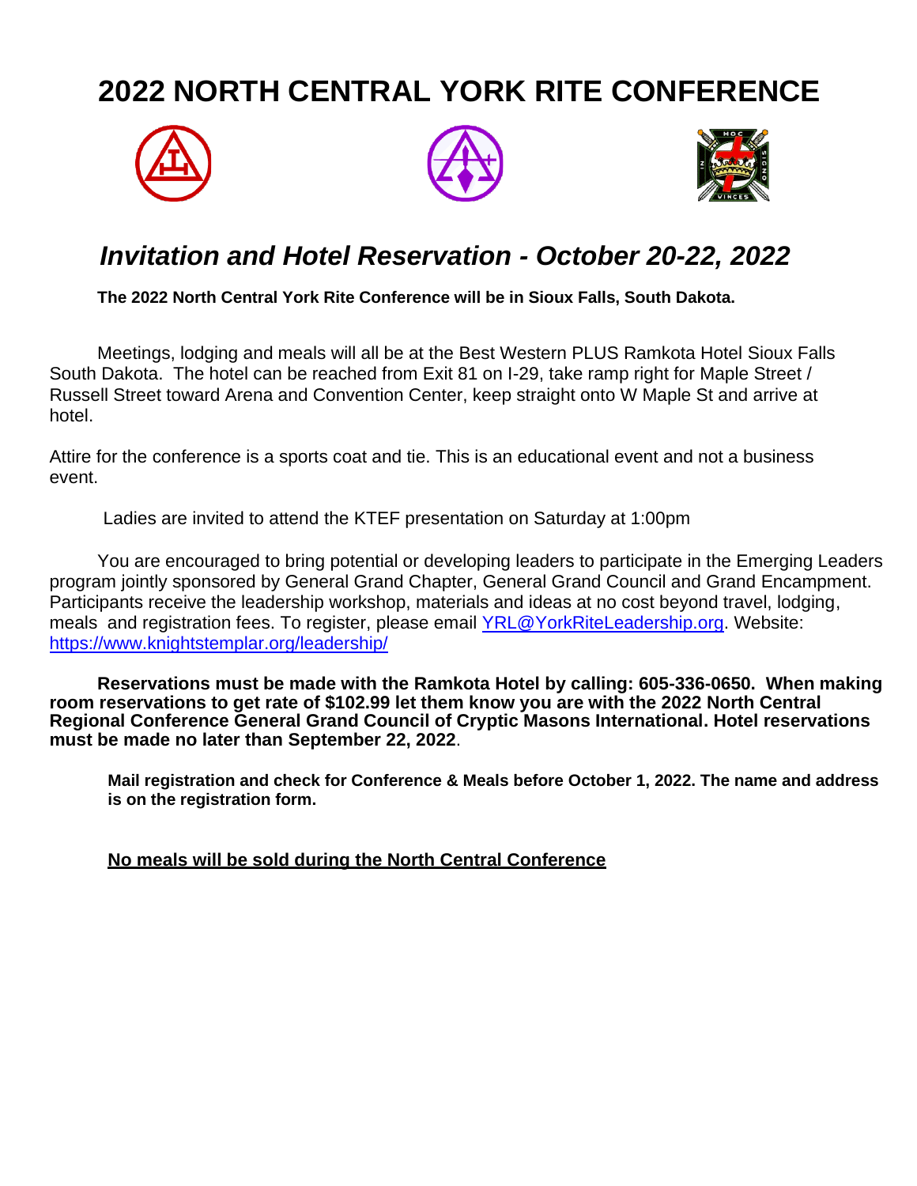# 2022 NORTH CENTRAL YORK RITE CONFERENCE

## *Invitation and Hotel Reservation - October 20-22, 2022*

**The 2022 North Central York Rite Conference will be in Sioux Falls, South Dakota.**

Meetings, lodging and meals will all be at the Best Western PLUS Ramkota Hotel Sioux Falls South Dakota. The hotel can be reached from Exit 81 on I-29, take ramp right for Maple Street / Russell Street toward Arena and Convention Center, keep straight onto W Maple St and arrive at hotel.

Attire for the conference is a sports coat and tie. This is an educational event and not a business event.

Ladies are invited to attend the KTEF presentation on Saturday at 1:00pm

You are encouraged to bring potential or developing leaders to participate in the Emerging Leaders program jointly sponsored by General Grand Chapter, General Grand Council and Grand Encampment. Participants receive the leadership workshop, materials and ideas at no cost beyond travel, lodging, meals and registration fees. To register, please email YRL@YorkRiteLeadership.org. Website: https://www.knightstemplar.org/leadership/

**Reservations must be made with the Ramkota Hotel by calling: 605-336-0650. When making room reservations to get rate of $102.99 let them know you are with the 2022 North Central Regional Conference General Grand Council of Cryptic Masons International. Hotel reservations must be made no later than September 22, 2022**.

**Mail registration and check for Conference & Meals before October 1, 2022. The name and address is on the registration form.**

**<u>No meals will be sold during the North Central Conference</u>**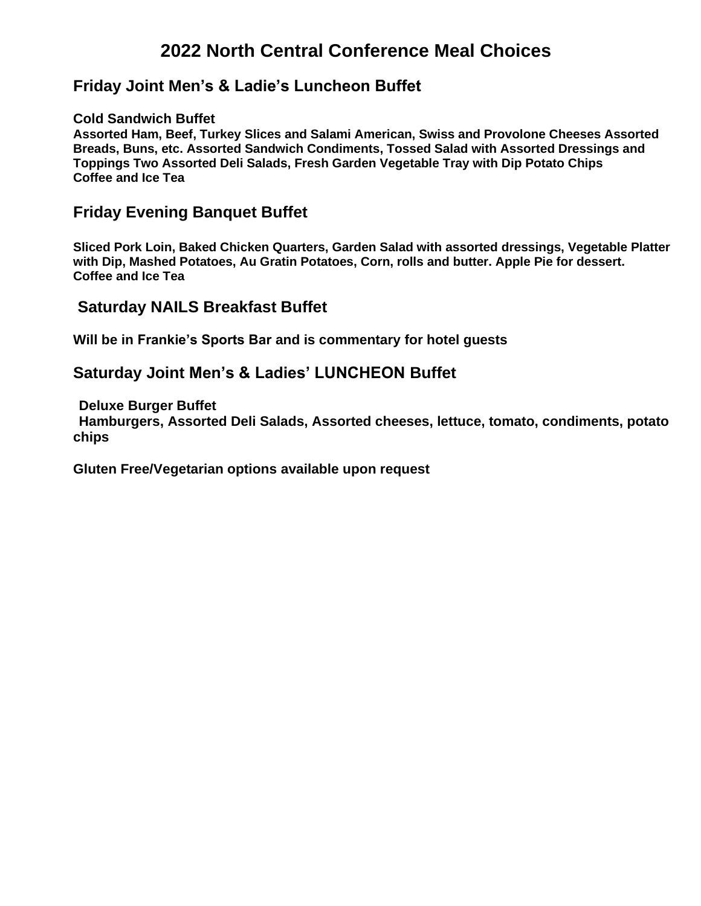# 2022 North Central Conference Meal Choices

## Friday Joint Men's & Ladie's Luncheon Buffet

**Cold Sandwich Buffet**
**Assorted Ham, Beef, Turkey Slices and Salami American, Swiss and Provolone Cheeses Assorted Breads, Buns, etc. Assorted Sandwich Condiments, Tossed Salad with Assorted Dressings and Toppings Two Assorted Deli Salads, Fresh Garden Vegetable Tray with Dip Potato Chips**
**Coffee and Ice Tea**

## Friday Evening Banquet Buffet

**Sliced Pork Loin, Baked Chicken Quarters, Garden Salad with assorted dressings, Vegetable Platter with Dip, Mashed Potatoes, Au Gratin Potatoes, Corn, rolls and butter. Apple Pie for dessert.**
**Coffee and Ice Tea**

## Saturday NAILS Breakfast Buffet

**Will be in Frankie's Sports Bar and is commentary for hotel guests**

## Saturday Joint Men's & Ladies' LUNCHEON Buffet

**Deluxe Burger Buffet**
**Hamburgers, Assorted Deli Salads, Assorted cheeses, lettuce, tomato, condiments, potato chips**

**Gluten Free/Vegetarian options available upon request**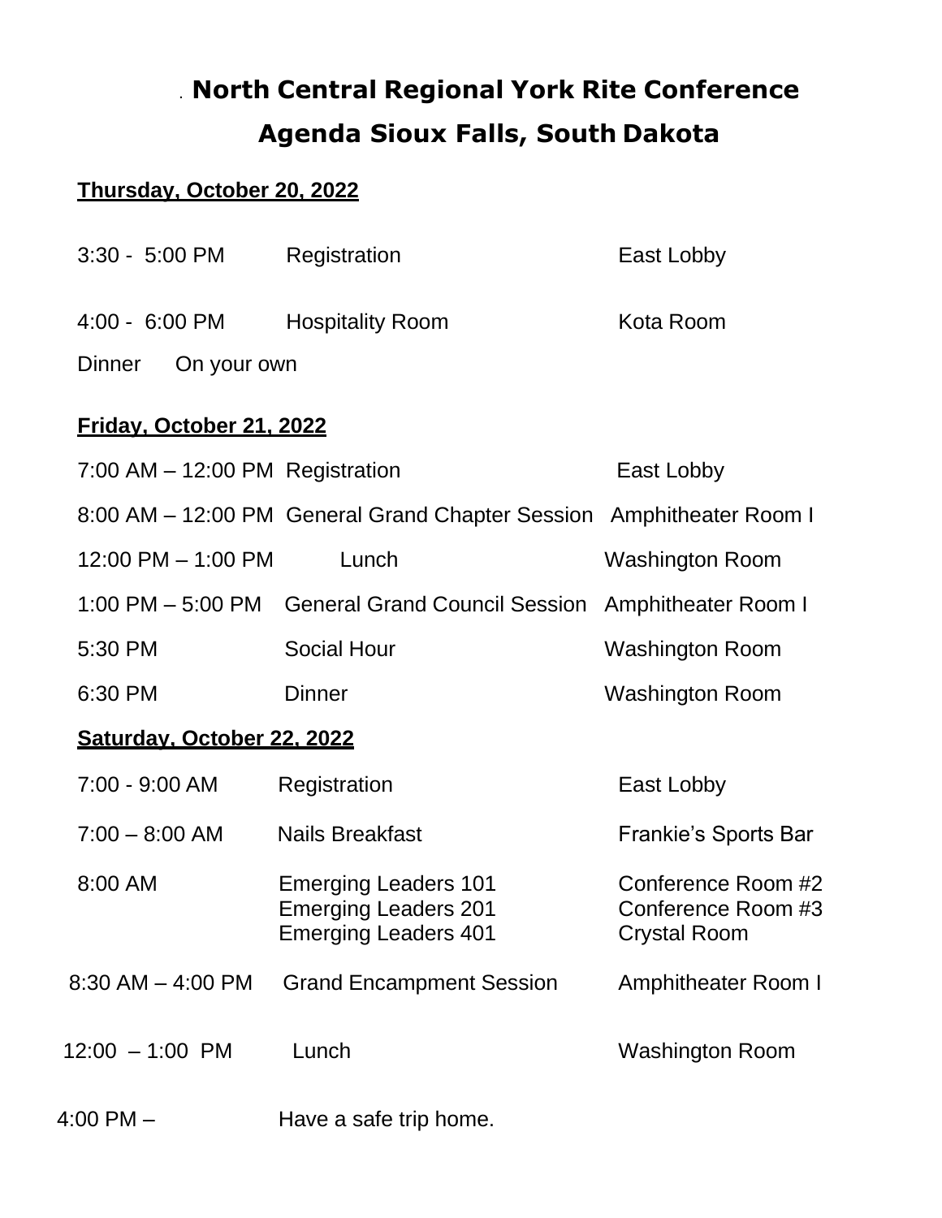# North Central Regional York Rite Conference

# Agenda Sioux Falls, South Dakota

**Thursday, October 20, 2022**

| | | |
|---|---|---|
| 3:30 - 5:00 PM | Registration | East Lobby |
| 4:00 - 6:00 PM | Hospitality Room | Kota Room |
| Dinner | On your own | |

**Friday, October 21, 2022**

| | | |
|---|---|---|
| 7:00 AM – 12:00 PM | Registration | East Lobby |
| 8:00 AM – 12:00 PM | General Grand Chapter Session | Amphitheater Room I |
| 12:00 PM – 1:00 PM | Lunch | Washington Room |
| 1:00 PM – 5:00 PM | General Grand Council Session | Amphitheater Room I |
| 5:30 PM | Social Hour | Washington Room |
| 6:30 PM | Dinner | Washington Room |

**Saturday, October 22, 2022**

| | | |
|---|---|---|
| 7:00 - 9:00 AM | Registration | East Lobby |
| 7:00 – 8:00 AM | Nails Breakfast | Frankie's Sports Bar |
| 8:00 AM | Emerging Leaders 101<br>Emerging Leaders 201<br>Emerging Leaders 401 | Conference Room #2<br>Conference Room #3<br>Crystal Room |
| 8:30 AM – 4:00 PM | Grand Encampment Session | Amphitheater Room I |
| 12:00 – 1:00 PM | Lunch | Washington Room |
| 4:00 PM – | Have a safe trip home. | |